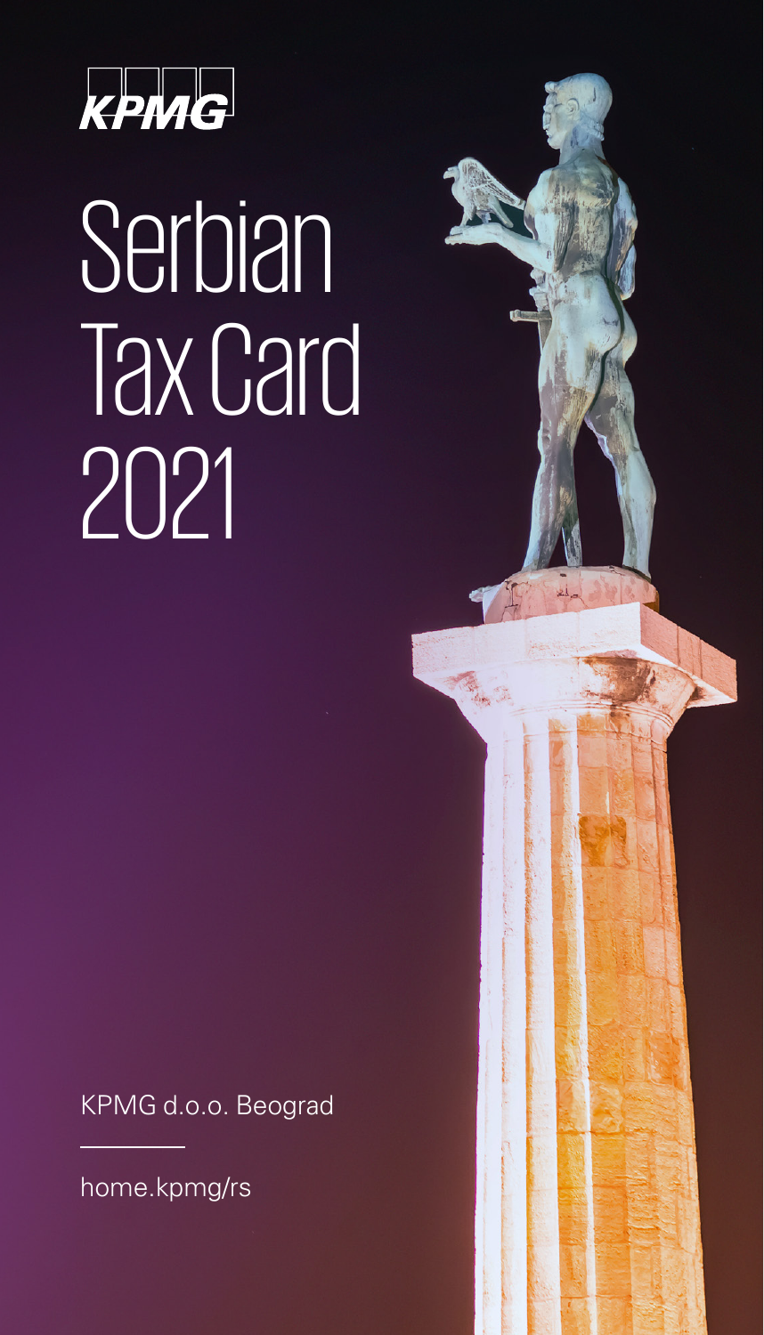KPMG

# Serbian Tax Card 2021

KPMG d.o.o. Beograd

home.kpmg/rs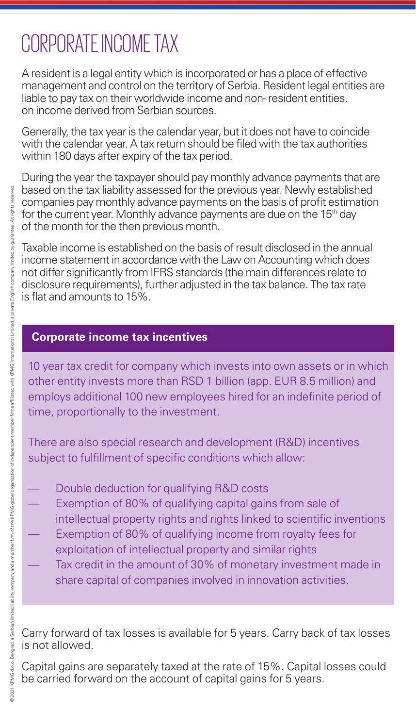# CORPORATE INCOME TAX

A resident is a legal entity which is incorporated or has a place of effective management and control on the territory of Serbia. Resident legal entities are liable to pay tax on their worldwide income and non- resident entities, on income derived from Serbian sources.

Generally, the tax year is the calendar year, but it does not have to coincide with the calendar year. A tax return should be filed with the tax authorities within 180 days after expiry of the tax period.

During the year the taxpayer should pay monthly advance payments that are based on the tax liability assessed for the previous year. Newly established companies pay monthly advance payments on the basis of profit estimation for the current year. Monthly advance payments are due on the 15th day of the month for the then previous month.

Taxable income is established on the basis of result disclosed in the annual income statement in accordance with the Law on Accounting which does not differ significantly from IFRS standards (the main differences relate to disclosure requirements), further adjusted in the tax balance. The tax rate is flat and amounts to 15%.

## Corporate income tax incentives

10 year tax credit for company which invests into own assets or in which other entity invests more than RSD 1 billion (app. EUR 8.5 million) and employs additional 100 new employees hired for an indefinite period of time, proportionally to the investment.

There are also special research and development (R&D) incentives subject to fulfillment of specific conditions which allow:

- Double deduction for qualifying R&D costs
- Exemption of 80% of qualifying capital gains from sale of intellectual property rights and rights linked to scientific inventions
- Exemption of 80% of qualifying income from royalty fees for exploitation of intellectual property and similar rights
- Tax credit in the amount of 30% of monetary investment made in share capital of companies involved in innovation activities.

Carry forward of tax losses is available for 5 years. Carry back of tax losses is not allowed.

Capital gains are separately taxed at the rate of 15%. Capital losses could be carried forward on the account of capital gains for 5 years.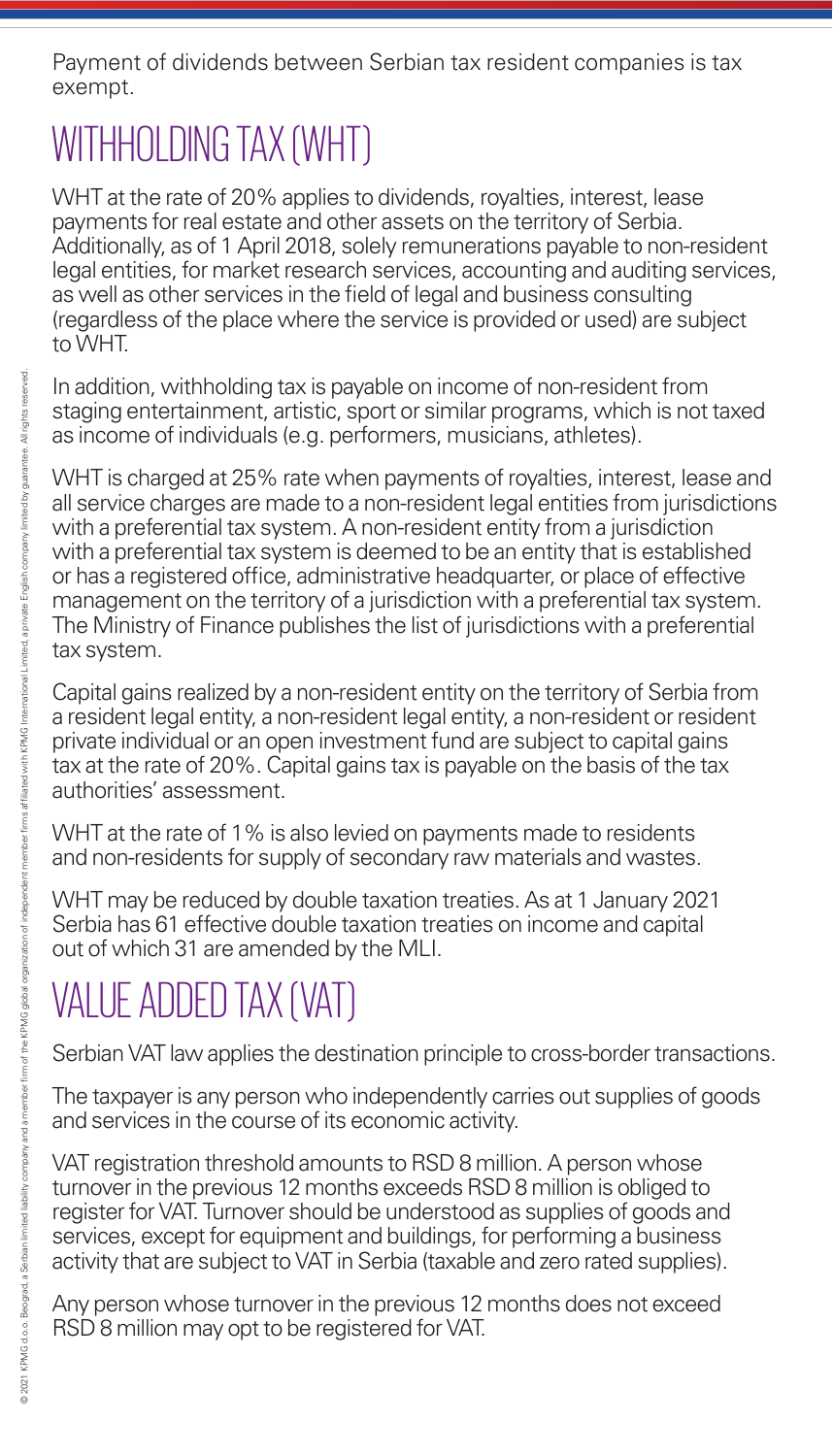Payment of dividends between Serbian tax resident companies is tax exempt.

# WITHHOLDING TAX (WHT)

WHT at the rate of 20% applies to dividends, royalties, interest, lease payments for real estate and other assets on the territory of Serbia. Additionally, as of 1 April 2018, solely remunerations payable to non-resident legal entities, for market research services, accounting and auditing services, as well as other services in the field of legal and business consulting (regardless of the place where the service is provided or used) are subject to WHT.

In addition, withholding tax is payable on income of non-resident from staging entertainment, artistic, sport or similar programs, which is not taxed as income of individuals (e.g. performers, musicians, athletes).

WHT is charged at 25% rate when payments of royalties, interest, lease and all service charges are made to a non-resident legal entities from jurisdictions with a preferential tax system. A non-resident entity from a jurisdiction with a preferential tax system is deemed to be an entity that is established or has a registered office, administrative headquarter, or place of effective management on the territory of a jurisdiction with a preferential tax system. The Ministry of Finance publishes the list of jurisdictions with a preferential tax system.

Capital gains realized by a non-resident entity on the territory of Serbia from a resident legal entity, a non-resident legal entity, a non-resident or resident private individual or an open investment fund are subject to capital gains tax at the rate of 20%. Capital gains tax is payable on the basis of the tax authorities' assessment.

WHT at the rate of 1% is also levied on payments made to residents and non-residents for supply of secondary raw materials and wastes.

WHT may be reduced by double taxation treaties. As at 1 January 2021 Serbia has 61 effective double taxation treaties on income and capital out of which 31 are amended by the MLI.

# VALUE ADDED TAX (VAT)

Serbian VAT law applies the destination principle to cross-border transactions.

The taxpayer is any person who independently carries out supplies of goods and services in the course of its economic activity.

VAT registration threshold amounts to RSD 8 million. A person whose turnover in the previous 12 months exceeds RSD 8 million is obliged to register for VAT. Turnover should be understood as supplies of goods and services, except for equipment and buildings, for performing a business activity that are subject to VAT in Serbia (taxable and zero rated supplies).

Any person whose turnover in the previous 12 months does not exceed RSD 8 million may opt to be registered for VAT.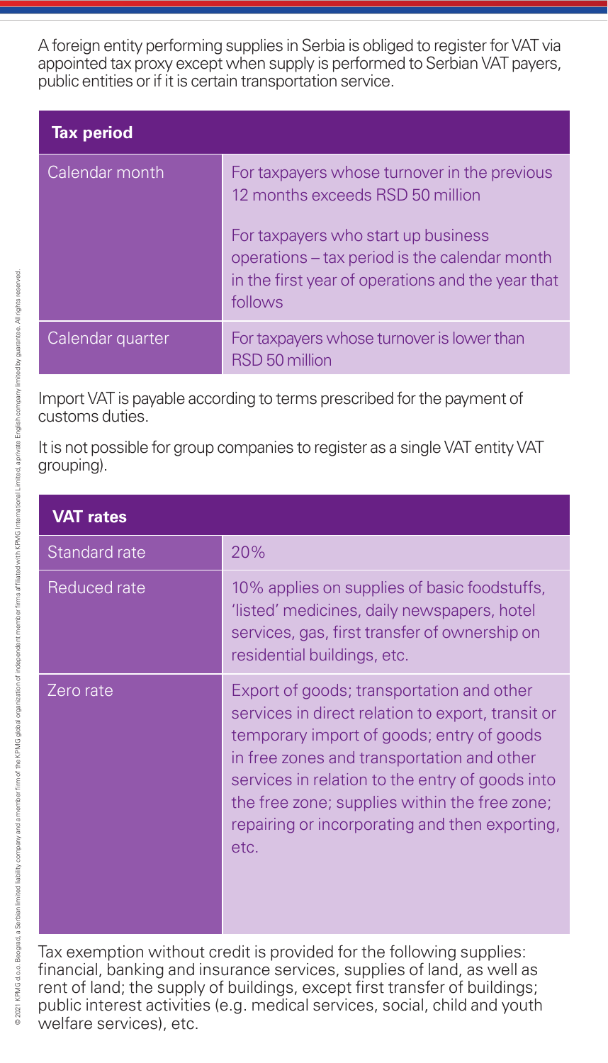A foreign entity performing supplies in Serbia is obliged to register for VAT via appointed tax proxy except when supply is performed to Serbian VAT payers, public entities or if it is certain transportation service.

| Tax period | |
|---|---|
| Calendar month | For taxpayers whose turnover in the previous 12 months exceeds RSD 50 million<br><br>For taxpayers who start up business operations – tax period is the calendar month in the first year of operations and the year that follows |
| Calendar quarter | For taxpayers whose turnover is lower than RSD 50 million |

Import VAT is payable according to terms prescribed for the payment of customs duties.

It is not possible for group companies to register as a single VAT entity VAT grouping).

| VAT rates | |
|---|---|
| Standard rate | 20% |
| Reduced rate | 10% applies on supplies of basic foodstuffs, 'listed' medicines, daily newspapers, hotel services, gas, first transfer of ownership on residential buildings, etc. |
| Zero rate | Export of goods; transportation and other services in direct relation to export, transit or temporary import of goods; entry of goods in free zones and transportation and other services in relation to the entry of goods into the free zone; supplies within the free zone; repairing or incorporating and then exporting, etc. |

Tax exemption without credit is provided for the following supplies: financial, banking and insurance services, supplies of land, as well as rent of land; the supply of buildings, except first transfer of buildings; public interest activities (e.g. medical services, social, child and youth welfare services), etc.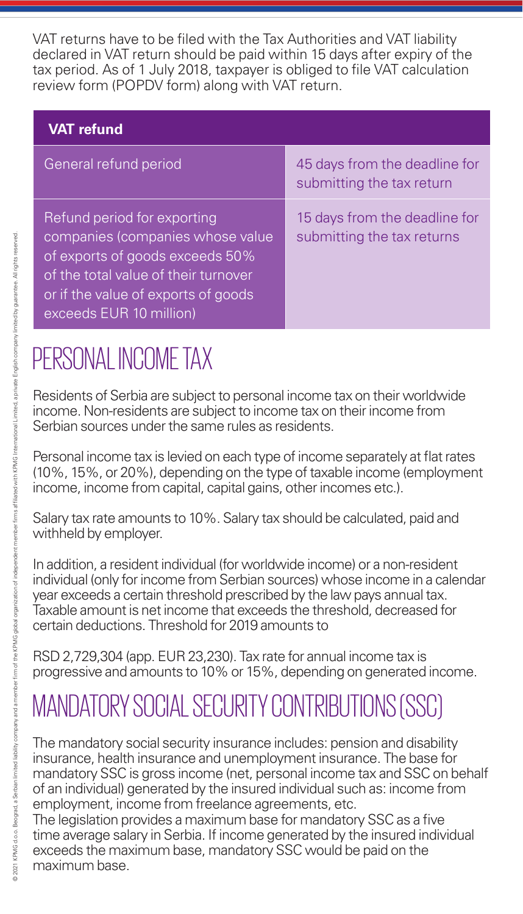VAT returns have to be filed with the Tax Authorities and VAT liability declared in VAT return should be paid within 15 days after expiry of the tax period. As of 1 July 2018, taxpayer is obliged to file VAT calculation review form (POPDV form) along with VAT return.

| VAT refund | |
|---|---|
| General refund period | 45 days from the deadline for submitting the tax return |
| Refund period for exporting companies (companies whose value of exports of goods exceeds 50% of the total value of their turnover or if the value of exports of goods exceeds EUR 10 million) | 15 days from the deadline for submitting the tax returns |

# PERSONAL INCOME TAX

Residents of Serbia are subject to personal income tax on their worldwide income. Non-residents are subject to income tax on their income from Serbian sources under the same rules as residents.

Personal income tax is levied on each type of income separately at flat rates (10%, 15%, or 20%), depending on the type of taxable income (employment income, income from capital, capital gains, other incomes etc.).

Salary tax rate amounts to 10%. Salary tax should be calculated, paid and withheld by employer.

In addition, a resident individual (for worldwide income) or a non-resident individual (only for income from Serbian sources) whose income in a calendar year exceeds a certain threshold prescribed by the law pays annual tax. Taxable amount is net income that exceeds the threshold, decreased for certain deductions. Threshold for 2019 amounts to

RSD 2,729,304 (app. EUR 23,230). Tax rate for annual income tax is progressive and amounts to 10% or 15%, depending on generated income.

# MANDATORY SOCIAL SECURITY CONTRIBUTIONS (SSC)

The mandatory social security insurance includes: pension and disability insurance, health insurance and unemployment insurance. The base for mandatory SSC is gross income (net, personal income tax and SSC on behalf of an individual) generated by the insured individual such as: income from employment, income from freelance agreements, etc.
The legislation provides a maximum base for mandatory SSC as a five time average salary in Serbia. If income generated by the insured individual exceeds the maximum base, mandatory SSC would be paid on the maximum base.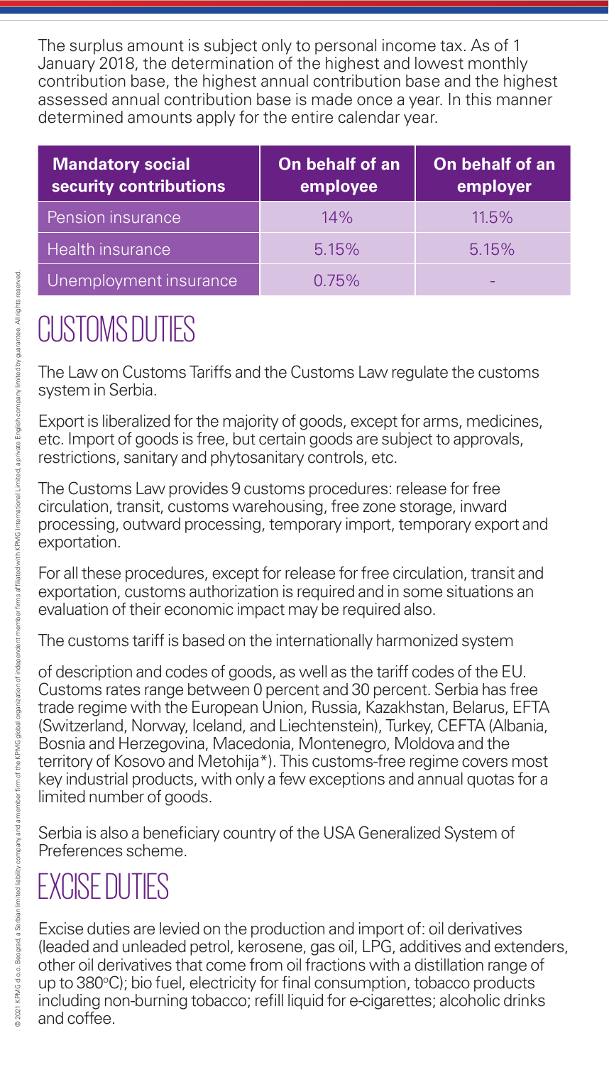The surplus amount is subject only to personal income tax. As of 1 January 2018, the determination of the highest and lowest monthly contribution base, the highest annual contribution base and the highest assessed annual contribution base is made once a year. In this manner determined amounts apply for the entire calendar year.

| Mandatory social security contributions | On behalf of an employee | On behalf of an employer |
|---|---|---|
| Pension insurance | 14% | 11.5% |
| Health insurance | 5.15% | 5.15% |
| Unemployment insurance | 0.75% | - |

# CUSTOMS DUTIES

The Law on Customs Tariffs and the Customs Law regulate the customs system in Serbia.

Export is liberalized for the majority of goods, except for arms, medicines, etc. Import of goods is free, but certain goods are subject to approvals, restrictions, sanitary and phytosanitary controls, etc.

The Customs Law provides 9 customs procedures: release for free circulation, transit, customs warehousing, free zone storage, inward processing, outward processing, temporary import, temporary export and exportation.

For all these procedures, except for release for free circulation, transit and exportation, customs authorization is required and in some situations an evaluation of their economic impact may be required also.

The customs tariff is based on the internationally harmonized system of description and codes of goods, as well as the tariff codes of the EU. Customs rates range between 0 percent and 30 percent. Serbia has free trade regime with the European Union, Russia, Kazakhstan, Belarus, EFTA (Switzerland, Norway, Iceland, and Liechtenstein), Turkey, CEFTA (Albania, Bosnia and Herzegovina, Macedonia, Montenegro, Moldova and the territory of Kosovo and Metohija*). This customs-free regime covers most key industrial products, with only a few exceptions and annual quotas for a limited number of goods.

Serbia is also a beneficiary country of the USA Generalized System of Preferences scheme.

# EXCISE DUTIES

Excise duties are levied on the production and import of: oil derivatives (leaded and unleaded petrol, kerosene, gas oil, LPG, additives and extenders, other oil derivatives that come from oil fractions with a distillation range of up to 380°C); bio fuel, electricity for final consumption, tobacco products including non-burning tobacco; refill liquid for e-cigarettes; alcoholic drinks and coffee.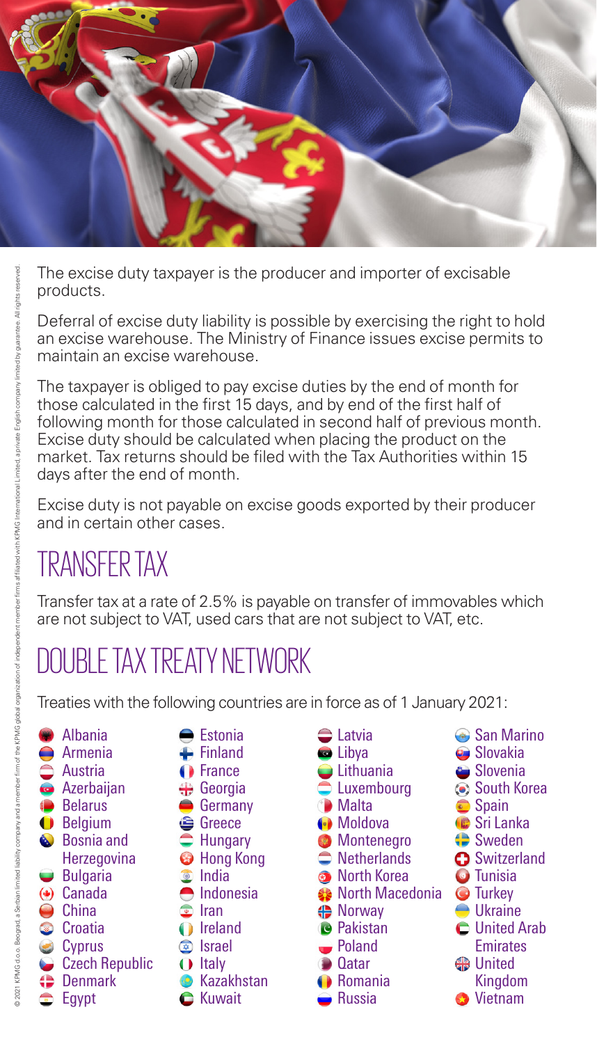The excise duty taxpayer is the producer and importer of excisable products.

Deferral of excise duty liability is possible by exercising the right to hold an excise warehouse. The Ministry of Finance issues excise permits to maintain an excise warehouse.

The taxpayer is obliged to pay excise duties by the end of month for those calculated in the first 15 days, and by end of the first half of following month for those calculated in second half of previous month. Excise duty should be calculated when placing the product on the market. Tax returns should be filed with the Tax Authorities within 15 days after the end of month.

Excise duty is not payable on excise goods exported by their producer and in certain other cases.

# TRANSFER TAX

Transfer tax at a rate of 2.5% is payable on transfer of immovables which are not subject to VAT, used cars that are not subject to VAT, etc.

# DOUBLE TAX TREATY NETWORK

Treaties with the following countries are in force as of 1 January 2021:

- Albania
- Armenia
- Austria
- Azerbaijan
- Belarus
- Belgium
- Bosnia and Herzegovina
- Bulgaria
- Canada
- China
- Croatia
- Cyprus
- Czech Republic
- Denmark
- Egypt
- Estonia
- Finland
- France
- Georgia
- Germany
- Greece
- Hungary
- Hong Kong
- India
- Indonesia
- Iran
- Ireland
- Israel
- Italy
- Kazakhstan
- Kuwait
- Latvia
- Libya
- Lithuania
- Luxembourg
- Malta
- Moldova
- Montenegro
- Netherlands
- North Korea
- North Macedonia
- Norway
- Pakistan
- Poland
- Qatar
- Romania
- Russia
- San Marino
- Slovakia
- Slovenia
- South Korea
- Spain
- Sri Lanka
- Sweden
- Switzerland
- Tunisia
- Turkey
- Ukraine
- United Arab Emirates
- United Kingdom
- Vietnam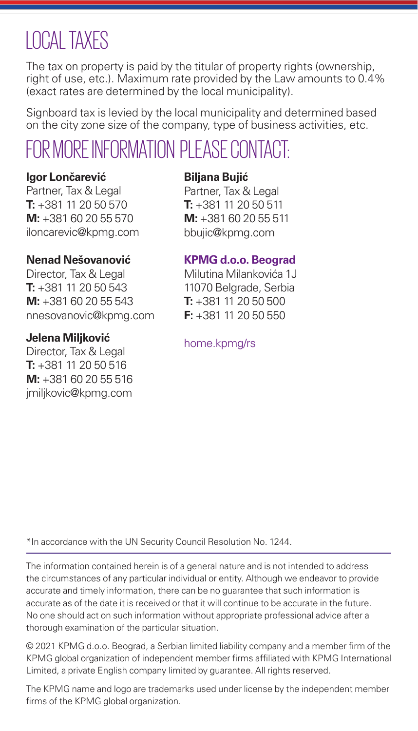# LOCAL TAXES

The tax on property is paid by the titular of property rights (ownership, right of use, etc.). Maximum rate provided by the Law amounts to 0.4% (exact rates are determined by the local municipality).

Signboard tax is levied by the local municipality and determined based on the city zone size of the company, type of business activities, etc.

# FOR MORE INFORMATION PLEASE CONTACT:

**Igor Lončarević**
Partner, Tax & Legal
**T:** +381 11 20 50 570
**M:** +381 60 20 55 570
iloncarevic@kpmg.com

**Nenad Nešovanović**
Director, Tax & Legal
**T:** +381 11 20 50 543
**M:** +381 60 20 55 543
nnesovanovic@kpmg.com

**Jelena Miljković**
Director, Tax & Legal
**T:** +381 11 20 50 516
**M:** +381 60 20 55 516
jmiljkovic@kpmg.com

**Biljana Bujić**
Partner, Tax & Legal
**T:** +381 11 20 50 511
**M:** +381 60 20 55 511
bbujic@kpmg.com

**KPMG d.o.o. Beograd**
Milutina Milankovića 1J
11070 Belgrade, Serbia
**T:** +381 11 20 50 500
**F:** +381 11 20 50 550

home.kpmg/rs

*In accordance with the UN Security Council Resolution No. 1244.

The information contained herein is of a general nature and is not intended to address the circumstances of any particular individual or entity. Although we endeavor to provide accurate and timely information, there can be no guarantee that such information is accurate as of the date it is received or that it will continue to be accurate in the future. No one should act on such information without appropriate professional advice after a thorough examination of the particular situation.

© 2021 KPMG d.o.o. Beograd, a Serbian limited liability company and a member firm of the KPMG global organization of independent member firms affiliated with KPMG International Limited, a private English company limited by guarantee. All rights reserved.

The KPMG name and logo are trademarks used under license by the independent member firms of the KPMG global organization.